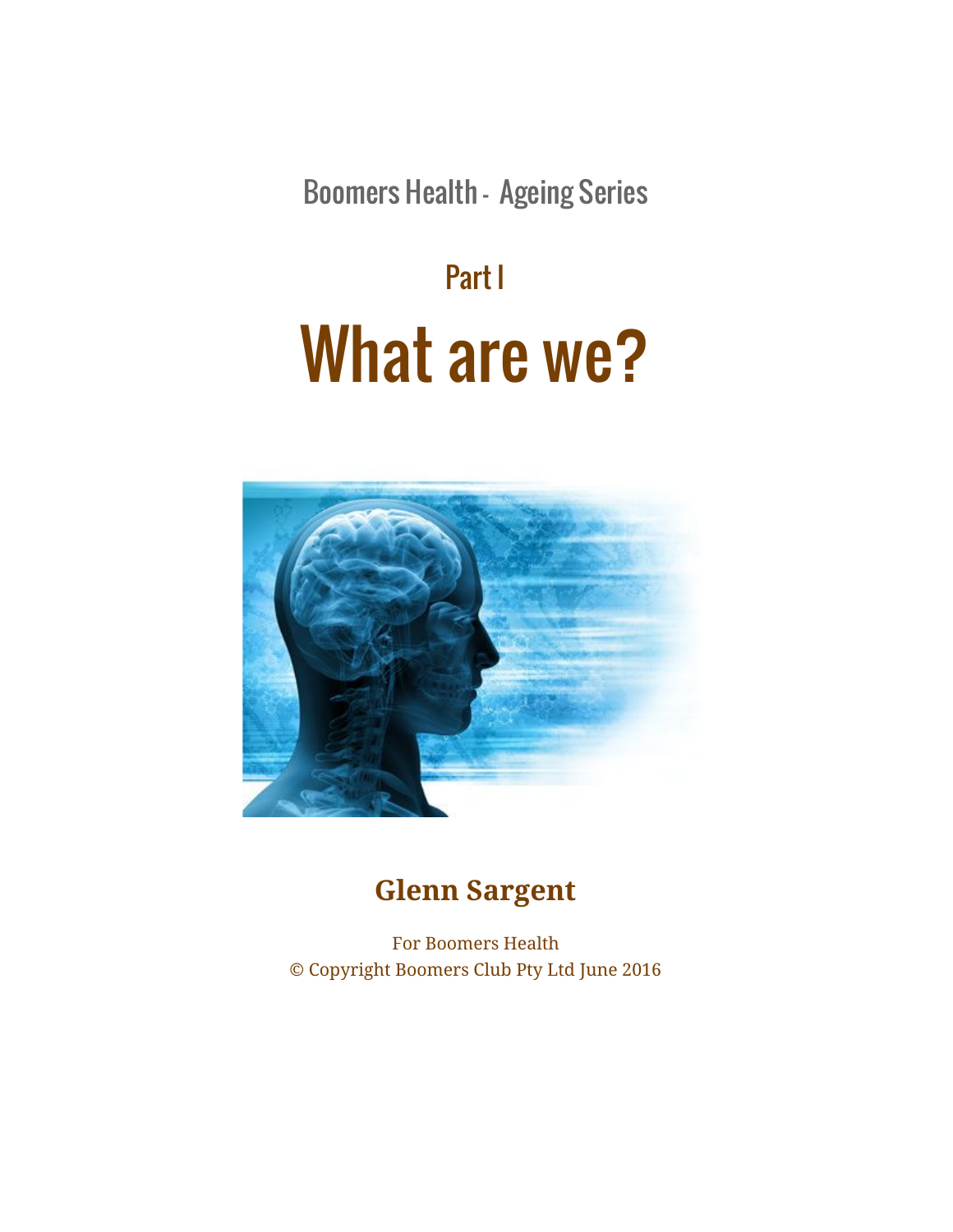Boomers Health - Ageing Series

## Part I

# What are we?

**Glenn Sargent**

For Boomers Health
© Copyright Boomers Club Pty Ltd June 2016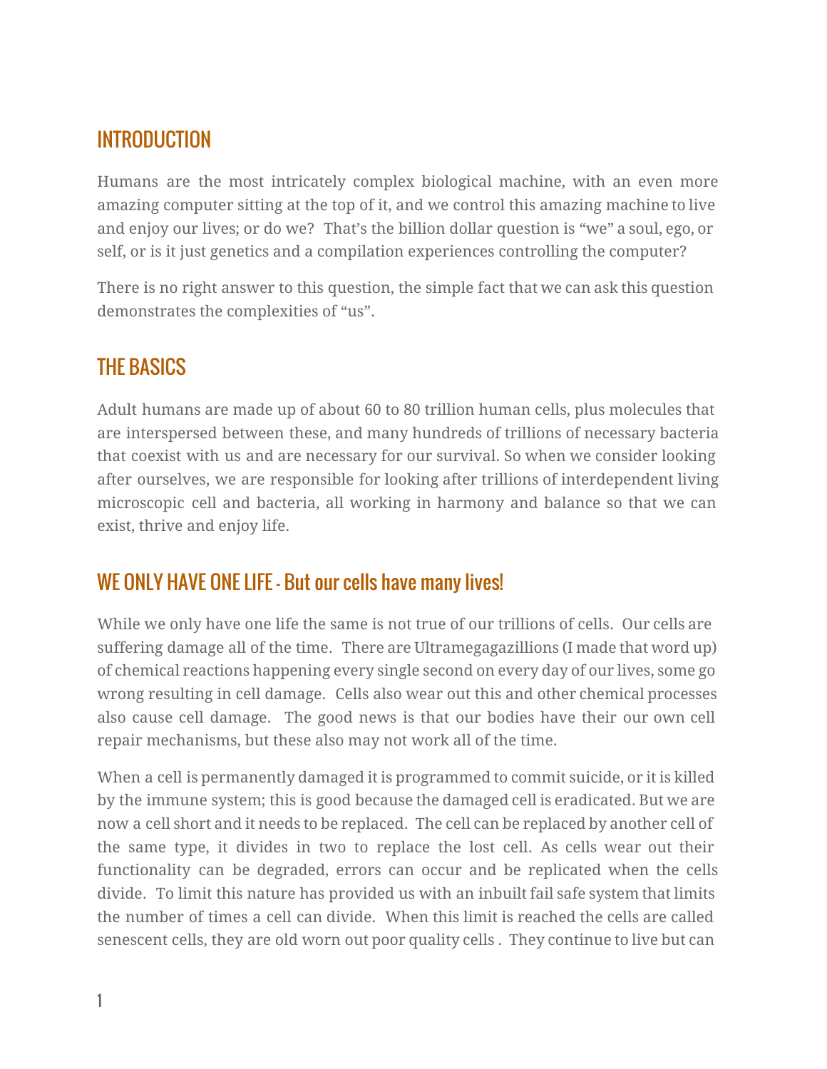## INTRODUCTION

Humans are the most intricately complex biological machine, with an even more amazing computer sitting at the top of it, and we control this amazing machine to live and enjoy our lives; or do we? That's the billion dollar question is "we" a soul, ego, or self, or is it just genetics and a compilation experiences controlling the computer?

There is no right answer to this question, the simple fact that we can ask this question demonstrates the complexities of "us".

## THE BASICS

Adult humans are made up of about 60 to 80 trillion human cells, plus molecules that are interspersed between these, and many hundreds of trillions of necessary bacteria that coexist with us and are necessary for our survival. So when we consider looking after ourselves, we are responsible for looking after trillions of interdependent living microscopic cell and bacteria, all working in harmony and balance so that we can exist, thrive and enjoy life.

## WE ONLY HAVE ONE LIFE - But our cells have many lives!

While we only have one life the same is not true of our trillions of cells. Our cells are suffering damage all of the time. There are Ultramegagazillions (I made that word up) of chemical reactions happening every single second on every day of our lives, some go wrong resulting in cell damage. Cells also wear out this and other chemical processes also cause cell damage. The good news is that our bodies have their our own cell repair mechanisms, but these also may not work all of the time.

When a cell is permanently damaged it is programmed to commit suicide, or it is killed by the immune system; this is good because the damaged cell is eradicated. But we are now a cell short and it needs to be replaced. The cell can be replaced by another cell of the same type, it divides in two to replace the lost cell. As cells wear out their functionality can be degraded, errors can occur and be replicated when the cells divide. To limit this nature has provided us with an inbuilt fail safe system that limits the number of times a cell can divide. When this limit is reached the cells are called senescent cells, they are old worn out poor quality cells . They continue to live but can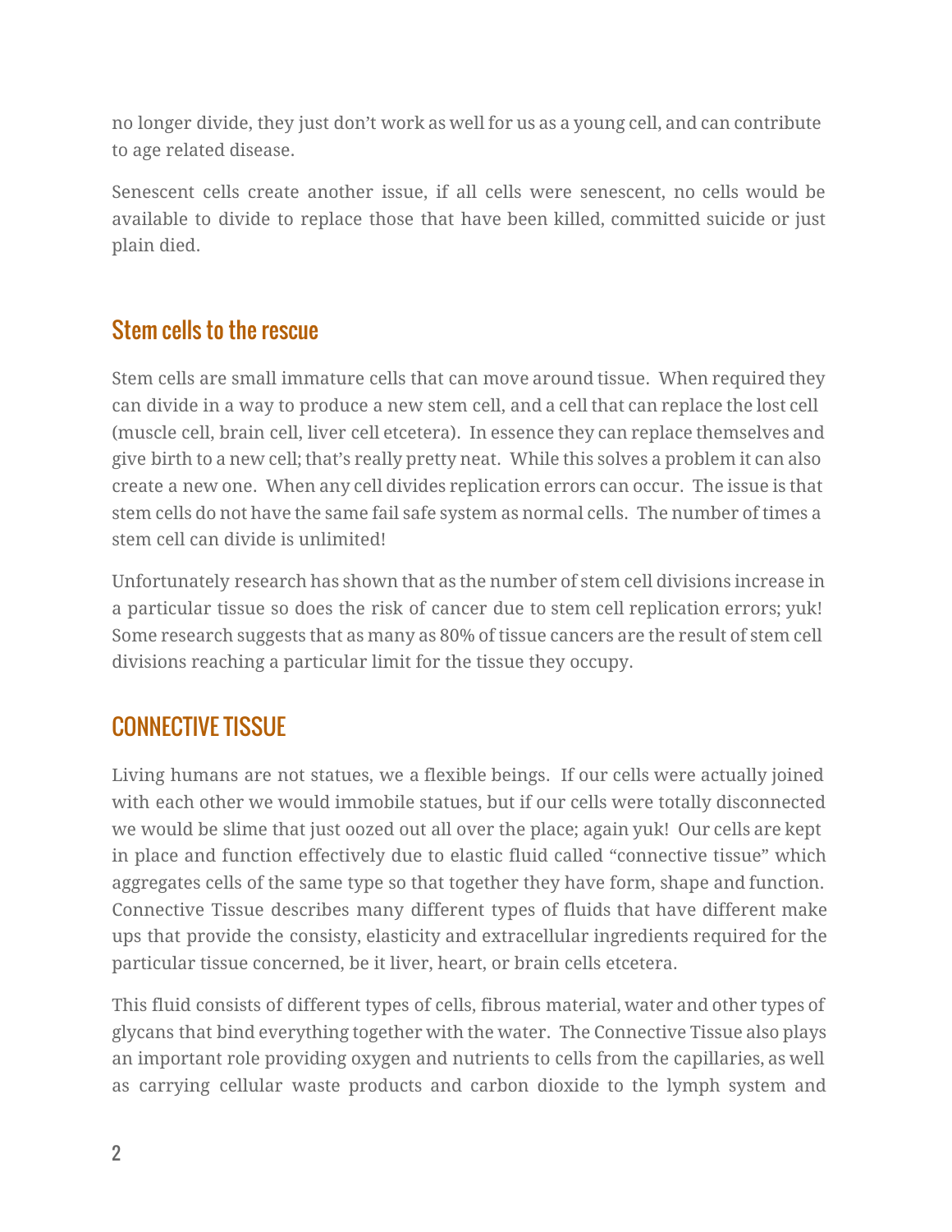no longer divide, they just don't work as well for us as a young cell, and can contribute to age related disease.

Senescent cells create another issue, if all cells were senescent, no cells would be available to divide to replace those that have been killed, committed suicide or just plain died.

## Stem cells to the rescue

Stem cells are small immature cells that can move around tissue. When required they can divide in a way to produce a new stem cell, and a cell that can replace the lost cell (muscle cell, brain cell, liver cell etcetera). In essence they can replace themselves and give birth to a new cell; that's really pretty neat. While this solves a problem it can also create a new one. When any cell divides replication errors can occur. The issue is that stem cells do not have the same fail safe system as normal cells. The number of times a stem cell can divide is unlimited!

Unfortunately research has shown that as the number of stem cell divisions increase in a particular tissue so does the risk of cancer due to stem cell replication errors; yuk! Some research suggests that as many as 80% of tissue cancers are the result of stem cell divisions reaching a particular limit for the tissue they occupy.

## CONNECTIVE TISSUE

Living humans are not statues, we a flexible beings. If our cells were actually joined with each other we would immobile statues, but if our cells were totally disconnected we would be slime that just oozed out all over the place; again yuk! Our cells are kept in place and function effectively due to elastic fluid called "connective tissue" which aggregates cells of the same type so that together they have form, shape and function. Connective Tissue describes many different types of fluids that have different make ups that provide the consisty, elasticity and extracellular ingredients required for the particular tissue concerned, be it liver, heart, or brain cells etcetera.

This fluid consists of different types of cells, fibrous material, water and other types of glycans that bind everything together with the water. The Connective Tissue also plays an important role providing oxygen and nutrients to cells from the capillaries, as well as carrying cellular waste products and carbon dioxide to the lymph system and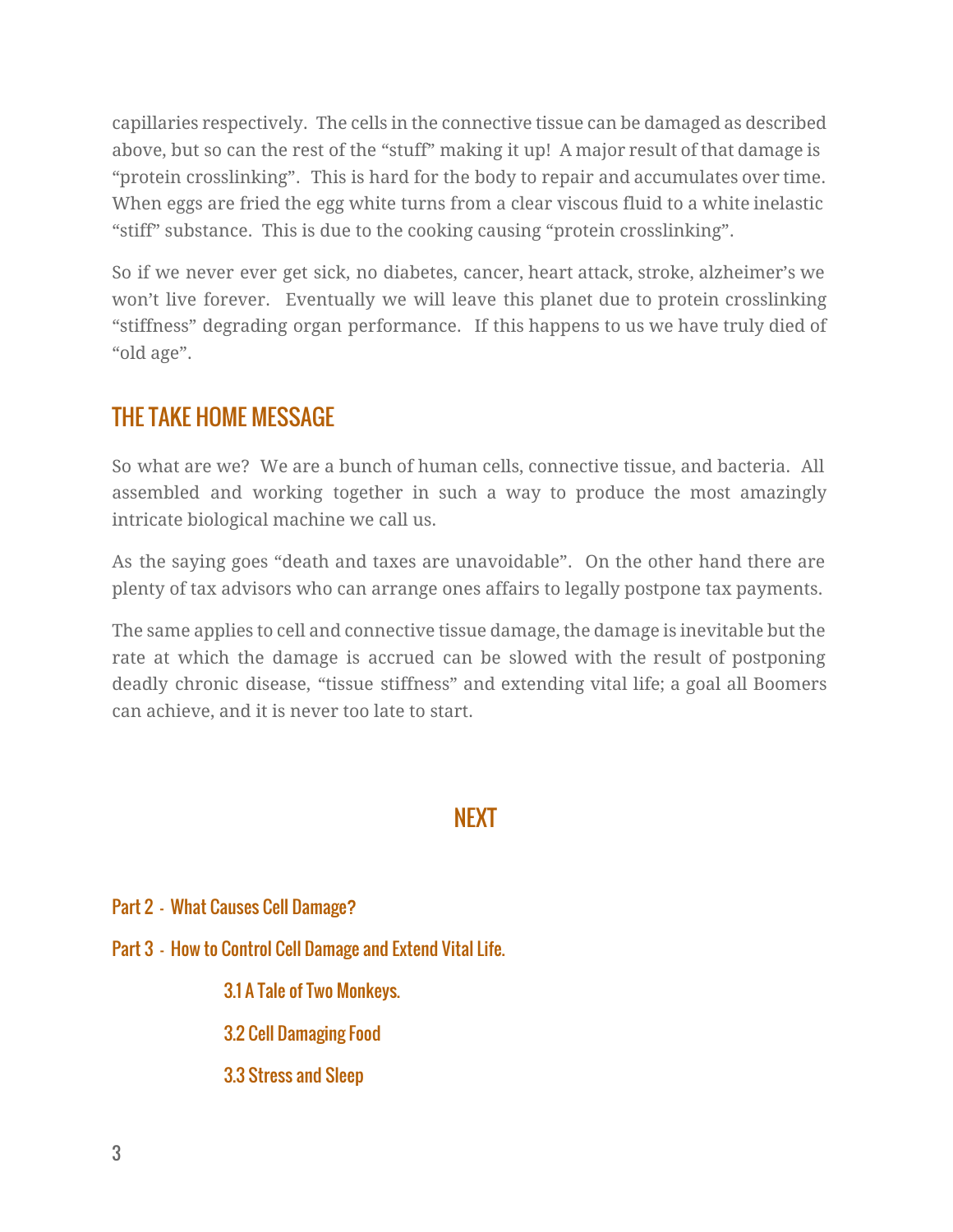capillaries respectively. The cells in the connective tissue can be damaged as described above, but so can the rest of the "stuff" making it up! A major result of that damage is "protein crosslinking". This is hard for the body to repair and accumulates over time. When eggs are fried the egg white turns from a clear viscous fluid to a white inelastic "stiff" substance. This is due to the cooking causing "protein crosslinking".

So if we never ever get sick, no diabetes, cancer, heart attack, stroke, alzheimer's we won't live forever. Eventually we will leave this planet due to protein crosslinking "stiffness" degrading organ performance. If this happens to us we have truly died of "old age".

## THE TAKE HOME MESSAGE

So what are we? We are a bunch of human cells, connective tissue, and bacteria. All assembled and working together in such a way to produce the most amazingly intricate biological machine we call us.

As the saying goes "death and taxes are unavoidable". On the other hand there are plenty of tax advisors who can arrange ones affairs to legally postpone tax payments.

The same applies to cell and connective tissue damage, the damage is inevitable but the rate at which the damage is accrued can be slowed with the result of postponing deadly chronic disease, "tissue stiffness" and extending vital life; a goal all Boomers can achieve, and it is never too late to start.

## NEXT

Part 2 - What Causes Cell Damage?

Part 3 - How to Control Cell Damage and Extend Vital Life.

- 3.1 A Tale of Two Monkeys.
- 3.2 Cell Damaging Food
- 3.3 Stress and Sleep